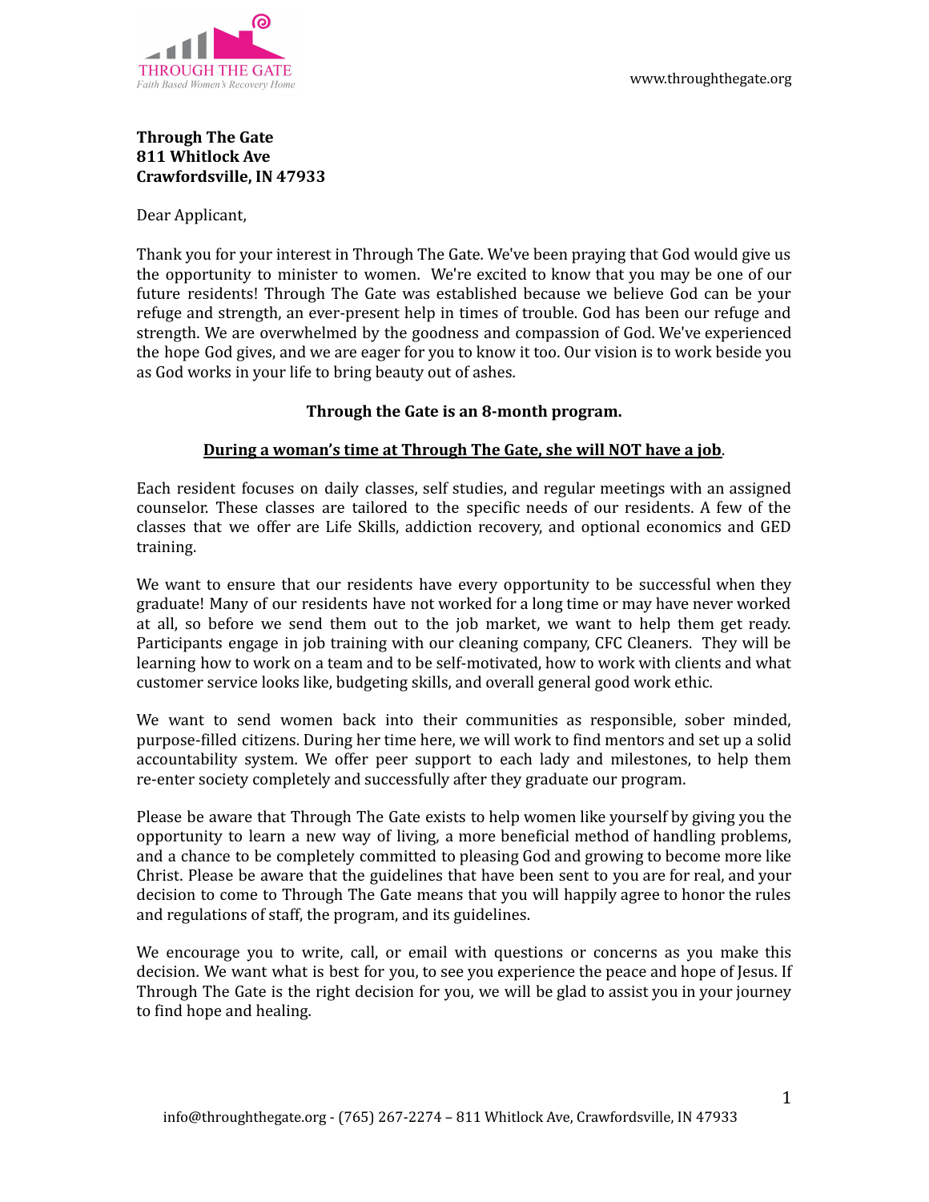THROUGH THE GATE
*Faith Based Women's Recovery Home*

www.throughthegate.org

**Through The Gate**
**811 Whitlock Ave**
**Crawfordsville, IN 47933**

Dear Applicant,

Thank you for your interest in Through The Gate. We've been praying that God would give us the opportunity to minister to women. We're excited to know that you may be one of our future residents! Through The Gate was established because we believe God can be your refuge and strength, an ever-present help in times of trouble. God has been our refuge and strength. We are overwhelmed by the goodness and compassion of God. We've experienced the hope God gives, and we are eager for you to know it too. Our vision is to work beside you as God works in your life to bring beauty out of ashes.

**Through the Gate is an 8-month program.**

**<u>During a woman's time at Through The Gate, she will NOT have a job</u>**.

Each resident focuses on daily classes, self studies, and regular meetings with an assigned counselor. These classes are tailored to the specific needs of our residents. A few of the classes that we offer are Life Skills, addiction recovery, and optional economics and GED training.

We want to ensure that our residents have every opportunity to be successful when they graduate! Many of our residents have not worked for a long time or may have never worked at all, so before we send them out to the job market, we want to help them get ready. Participants engage in job training with our cleaning company, CFC Cleaners. They will be learning how to work on a team and to be self-motivated, how to work with clients and what customer service looks like, budgeting skills, and overall general good work ethic.

We want to send women back into their communities as responsible, sober minded, purpose-filled citizens. During her time here, we will work to find mentors and set up a solid accountability system. We offer peer support to each lady and milestones, to help them re-enter society completely and successfully after they graduate our program.

Please be aware that Through The Gate exists to help women like yourself by giving you the opportunity to learn a new way of living, a more beneficial method of handling problems, and a chance to be completely committed to pleasing God and growing to become more like Christ. Please be aware that the guidelines that have been sent to you are for real, and your decision to come to Through The Gate means that you will happily agree to honor the rules and regulations of staff, the program, and its guidelines.

We encourage you to write, call, or email with questions or concerns as you make this decision. We want what is best for you, to see you experience the peace and hope of Jesus. If Through The Gate is the right decision for you, we will be glad to assist you in your journey to find hope and healing.

info@throughthegate.org - (765) 267-2274 – 811 Whitlock Ave, Crawfordsville, IN 47933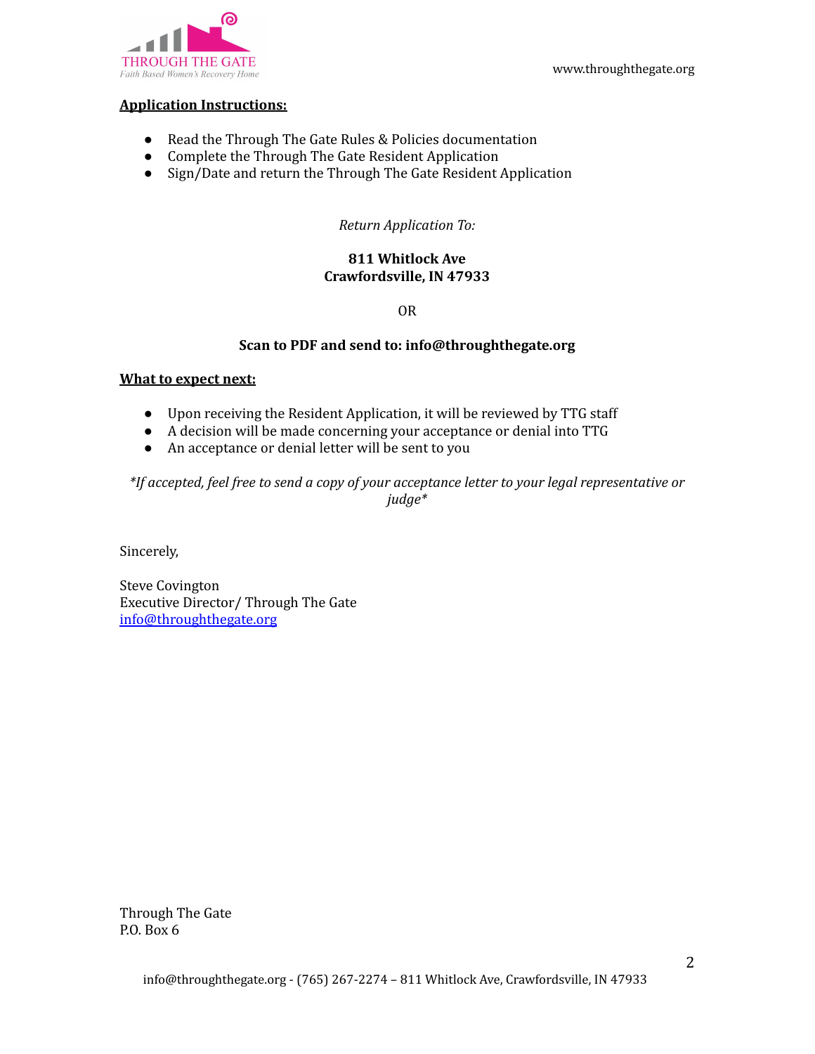## Application Instructions:

- Read the Through The Gate Rules & Policies documentation
- Complete the Through The Gate Resident Application
- Sign/Date and return the Through The Gate Resident Application

*Return Application To:*

**811 Whitlock Ave**
**Crawfordsville, IN 47933**

OR

**Scan to PDF and send to: info@throughthegate.org**

## What to expect next:

- Upon receiving the Resident Application, it will be reviewed by TTG staff
- A decision will be made concerning your acceptance or denial into TTG
- An acceptance or denial letter will be sent to you

*\*If accepted, feel free to send a copy of your acceptance letter to your legal representative or judge\**

Sincerely,

Steve Covington
Executive Director/ Through The Gate
info@throughthegate.org

Through The Gate
P.O. Box 6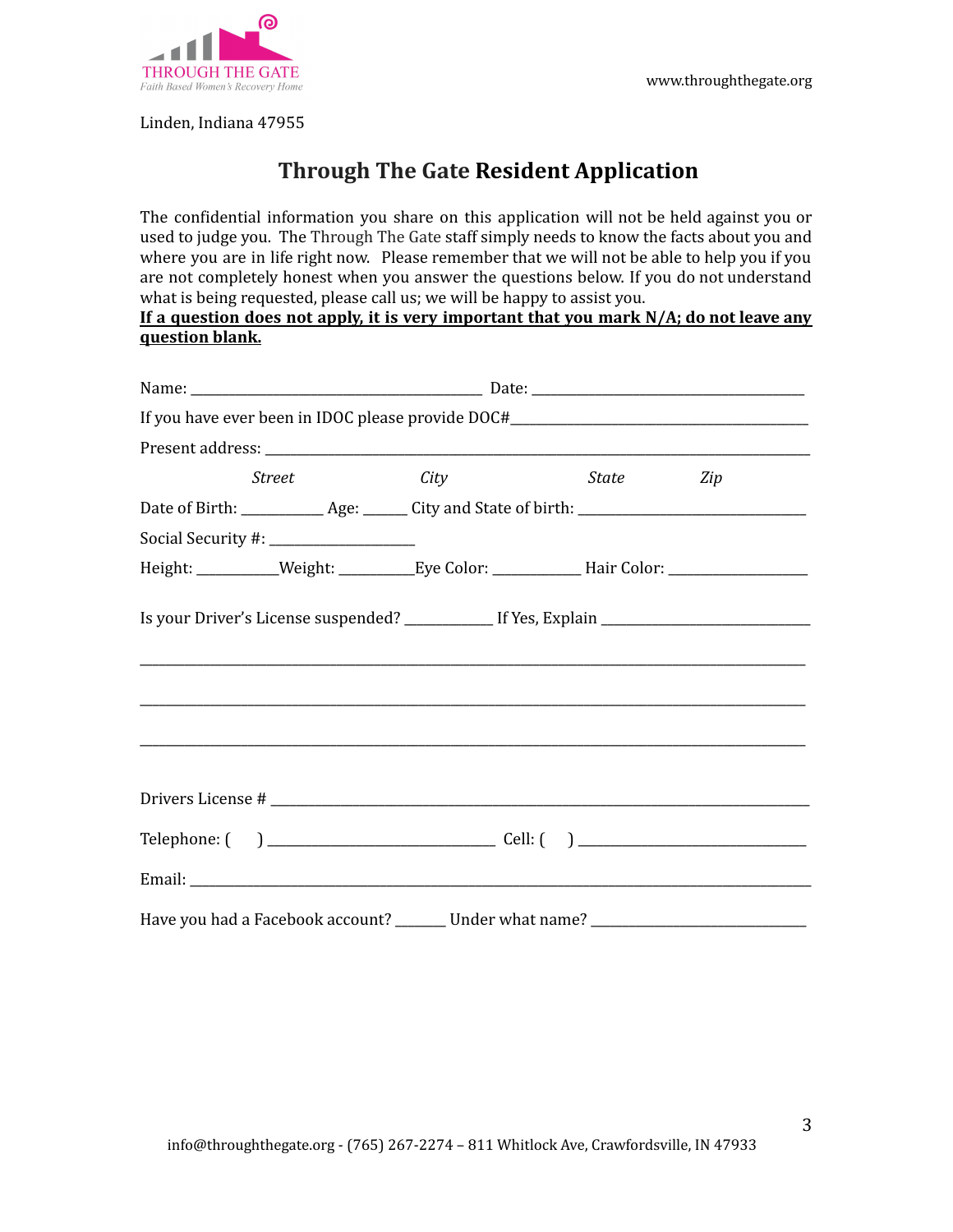THROUGH THE GATE

*Faith Based Women's Recovery Home*

www.throughthegate.org

Linden, Indiana 47955

# Through The Gate Resident Application

The confidential information you share on this application will not be held against you or used to judge you. The Through The Gate staff simply needs to know the facts about you and where you are in life right now. Please remember that we will not be able to help you if you are not completely honest when you answer the questions below. If you do not understand what is being requested, please call us; we will be happy to assist you.

**If a question does not apply, it is very important that you mark N/A; do not leave any question blank.**

Name: ________________________________________ Date: _____________________________________

If you have ever been in IDOC please provide DOC#__________________________________________

Present address: _______________________________________________________________________

*Street* *City* *State* *Zip*

Date of Birth: ___________ Age: ______ City and State of birth: _______________________________

Social Security #: ____________________

Height: ___________Weight: __________Eye Color: ____________ Hair Color: ___________________

Is your Driver's License suspended? ____________ If Yes, Explain ______________________________

_____________________________________________________________________________________

_____________________________________________________________________________________

_____________________________________________________________________________________

Drivers License # _______________________________________________________________________

Telephone: (     ) _______________________________ Cell: (     ) _______________________________

Email: _________________________________________________________________________________

Have you had a Facebook account? _______ Under what name? _____________________________

info@throughthegate.org - (765) 267-2274 – 811 Whitlock Ave, Crawfordsville, IN 47933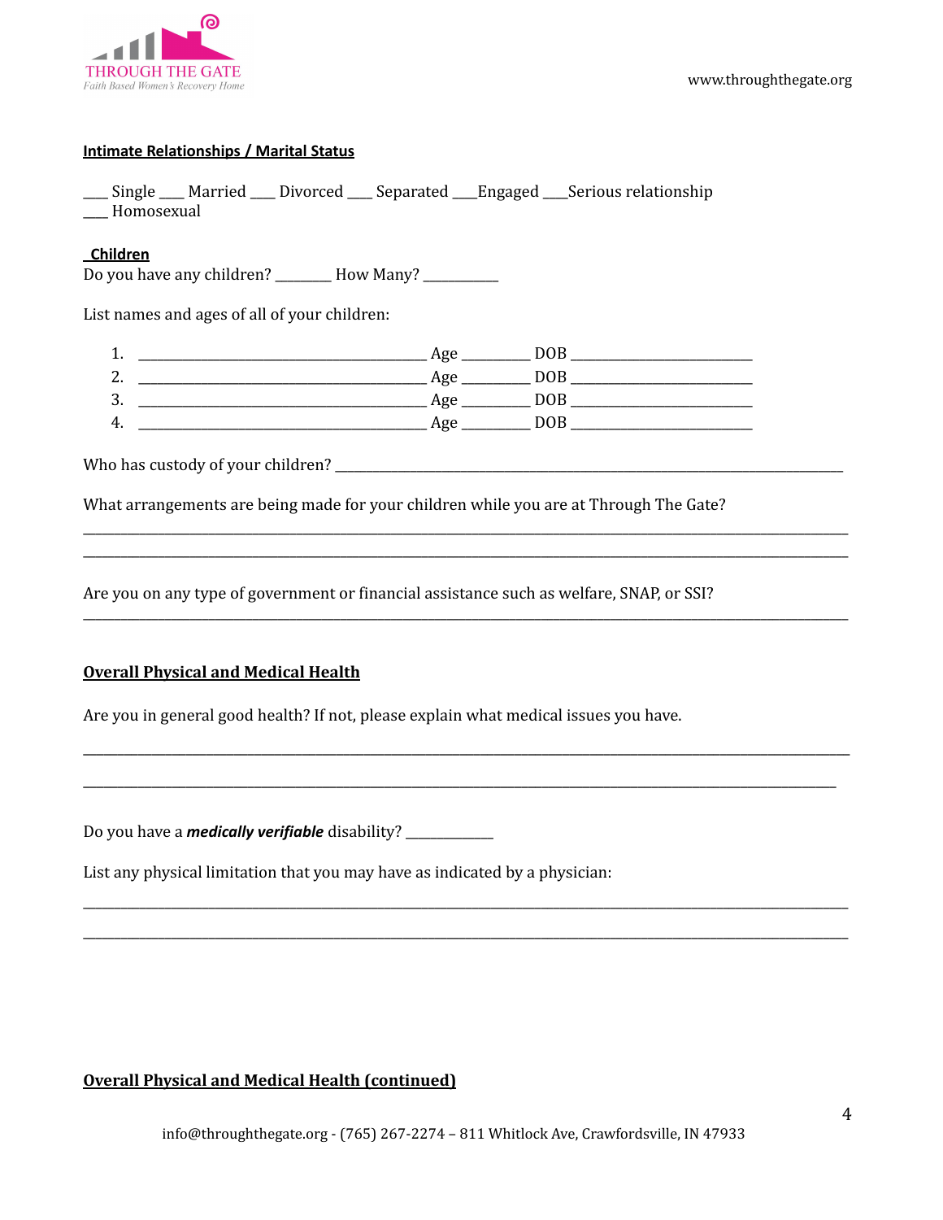**Intimate Relationships / Marital Status**

___ Single ___ Married ___ Divorced ___ Separated ___Engaged ___Serious relationship
___ Homosexual

**Children**

Do you have any children? _______ How Many? _________

List names and ages of all of your children:

1. ________________________________ Age ________ DOB ______________________
2. ________________________________ Age ________ DOB ______________________
3. ________________________________ Age ________ DOB ______________________
4. ________________________________ Age ________ DOB ______________________

Who has custody of your children? ______________________________________________________________

What arrangements are being made for your children while you are at Through The Gate?

_______________________________________________________________________________________________

_______________________________________________________________________________________________

Are you on any type of government or financial assistance such as welfare, SNAP, or SSI?

_______________________________________________________________________________________________

**Overall Physical and Medical Health**

Are you in general good health? If not, please explain what medical issues you have.

_______________________________________________________________________________________________

_______________________________________________________________________________________________

Do you have a ***medically verifiable*** disability? ___________

List any physical limitation that you may have as indicated by a physician:

_______________________________________________________________________________________________

_______________________________________________________________________________________________

**Overall Physical and Medical Health (continued)**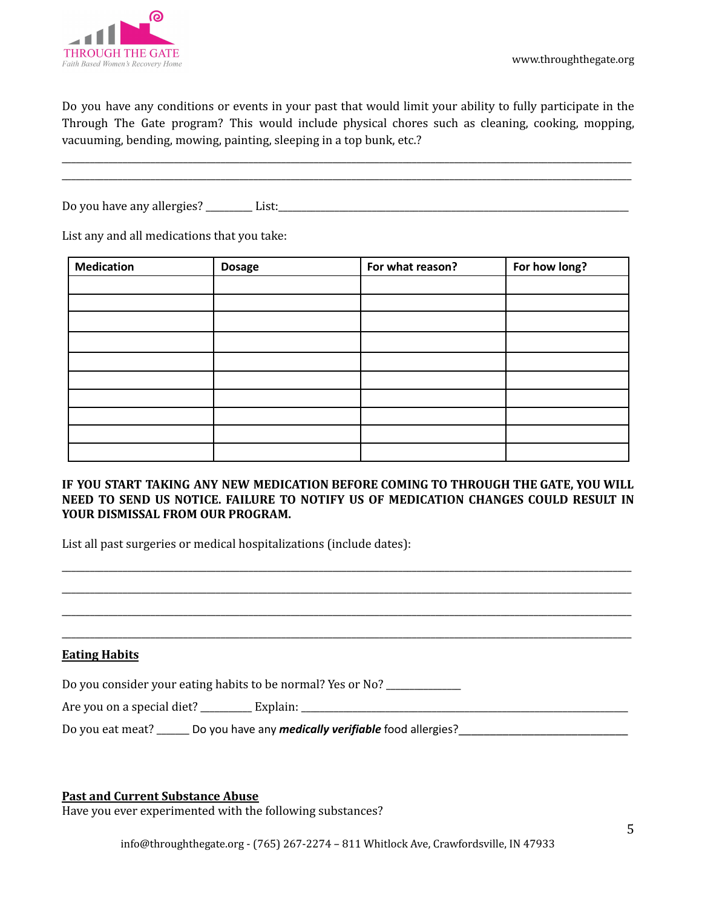Do you have any conditions or events in your past that would limit your ability to fully participate in the Through The Gate program? This would include physical chores such as cleaning, cooking, mopping, vacuuming, bending, mowing, painting, sleeping in a top bunk, etc.?

______________________________________________________________________________________________

______________________________________________________________________________________________

Do you have any allergies? ________ List:_______________________________________________________________

List any and all medications that you take:

| Medication | Dosage | For what reason? | For how long? |
|---|---|---|---|
| | | | |
| | | | |
| | | | |
| | | | |
| | | | |
| | | | |
| | | | |
| | | | |
| | | | |
| | | | |

**IF YOU START TAKING ANY NEW MEDICATION BEFORE COMING TO THROUGH THE GATE, YOU WILL NEED TO SEND US NOTICE. FAILURE TO NOTIFY US OF MEDICATION CHANGES COULD RESULT IN YOUR DISMISSAL FROM OUR PROGRAM.**

List all past surgeries or medical hospitalizations (include dates):

______________________________________________________________________________________________

______________________________________________________________________________________________

______________________________________________________________________________________________

______________________________________________________________________________________________

## Eating Habits

Do you consider your eating habits to be normal? Yes or No? ____________

Are you on a special diet? _________ Explain: ____________________________________________________________

Do you eat meat? ______ Do you have any ***medically verifiable*** food allergies?______________________________

## Past and Current Substance Abuse

Have you ever experimented with the following substances?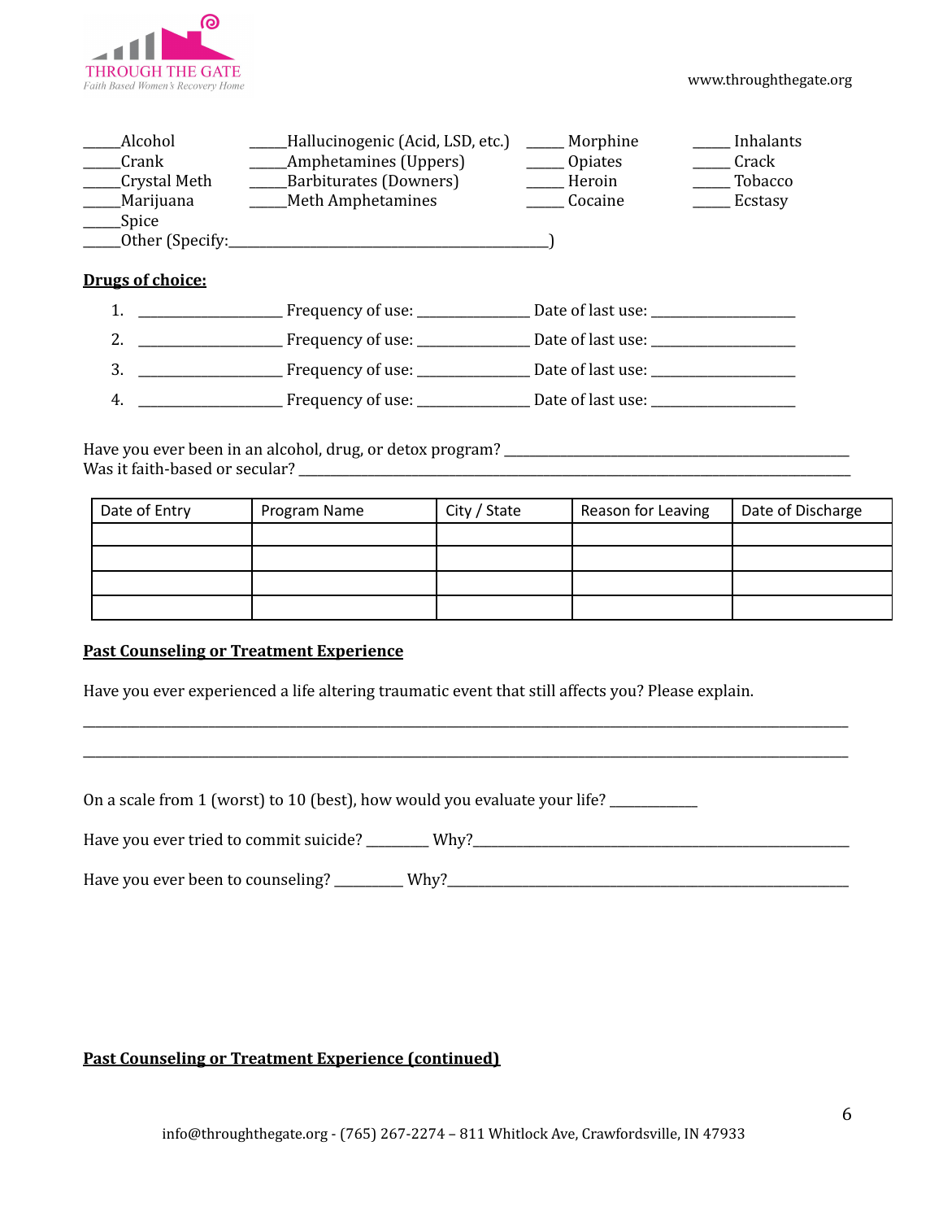_____Alcohol
_____Crank
_____Crystal Meth
_____Marijuana
_____Spice
_____Hallucinogenic (Acid, LSD, etc.)
_____Amphetamines (Uppers)
_____Barbiturates (Downers)
_____Meth Amphetamines
_____ Morphine
_____ Opiates
_____ Heroin
_____ Cocaine
_____ Inhalants
_____ Crack
_____ Tobacco
_____ Ecstasy
_____Other (Specify:_____________________________________________)

**Drugs of choice:**

1. __________________ Frequency of use: ______________ Date of last use: __________________
2. __________________ Frequency of use: ______________ Date of last use: __________________
3. __________________ Frequency of use: ______________ Date of last use: __________________
4. __________________ Frequency of use: ______________ Date of last use: __________________

Have you ever been in an alcohol, drug, or detox program? ________________________________________________
Was it faith-based or secular? ___________________________________________________________________________

| Date of Entry | Program Name | City / State | Reason for Leaving | Date of Discharge |
|---|---|---|---|---|
| | | | | |
| | | | | |
| | | | | |
| | | | | |

**Past Counseling or Treatment Experience**

Have you ever experienced a life altering traumatic event that still affects you? Please explain.

______________________________________________________________________________________________________

______________________________________________________________________________________________________

On a scale from 1 (worst) to 10 (best), how would you evaluate your life? ___________

Have you ever tried to commit suicide? ________ Why?_____________________________________________________

Have you ever been to counseling? _________ Why?_______________________________________________________

**Past Counseling or Treatment Experience (continued)**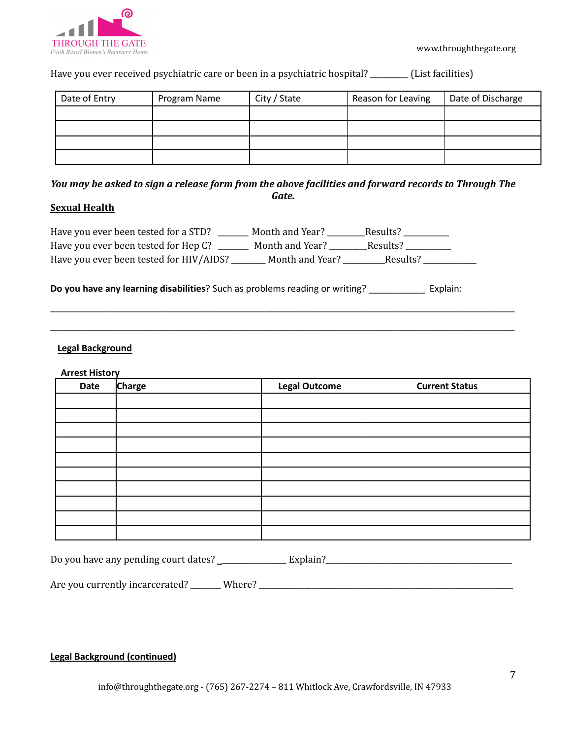Have you ever received psychiatric care or been in a psychiatric hospital? ________ (List facilities)

| Date of Entry | Program Name | City / State | Reason for Leaving | Date of Discharge |
|---|---|---|---|---|
| | | | | |
| | | | | |
| | | | | |
| | | | | |

***You may be asked to sign a release form from the above facilities and forward records to Through The Gate.***

## Sexual Health

Have you ever been tested for a STD? ______ Month and Year? ________Results? __________
Have you ever been tested for Hep C? ______ Month and Year? ________Results? __________
Have you ever been tested for HIV/AIDS? _______ Month and Year? _________Results? ___________

**Do you have any learning disabilities**? Such as problems reading or writing? ___________ Explain:

______________________________________________________________________________________________

______________________________________________________________________________________________

## Legal Background

**Arrest History**

| Date | Charge | Legal Outcome | Current Status |
|---|---|---|---|
| | | | |
| | | | |
| | | | |
| | | | |
| | | | |
| | | | |
| | | | |
| | | | |
| | | | |
| | | | |

Do you have any pending court dates? ______________ Explain?__________________________________________

Are you currently incarcerated? _______ Where? _____________________________________________________________

## Legal Background (continued)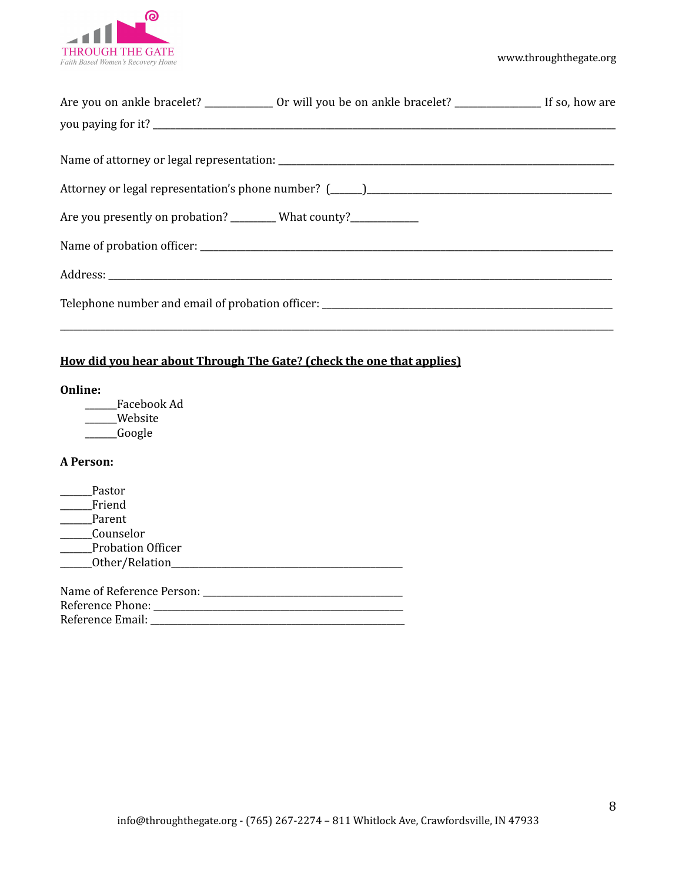Are you on ankle bracelet? ____________ Or will you be on ankle bracelet? _______________ If so, how are you paying for it? ___________________________________________________________________________________________

Name of attorney or legal representation: ___________________________________________________________

Attorney or legal representation's phone number? (______)______________________________________________

Are you presently on probation? ________ What county?_____________

Name of probation officer: ________________________________________________________________________

Address: ____________________________________________________________________________________________

Telephone number and email of probation officer: ___________________________________________________

_____________________________________________________________________________________________________

**How did you hear about Through The Gate? (check the one that applies)**

**Online:**

______Facebook Ad
______Website
______Google

**A Person:**

______Pastor
______Friend
______Parent
______Counselor
______Probation Officer
______Other/Relation_____________________________________________

Name of Reference Person: _____________________________________
Reference Phone: ___________________________________________
Reference Email: ____________________________________________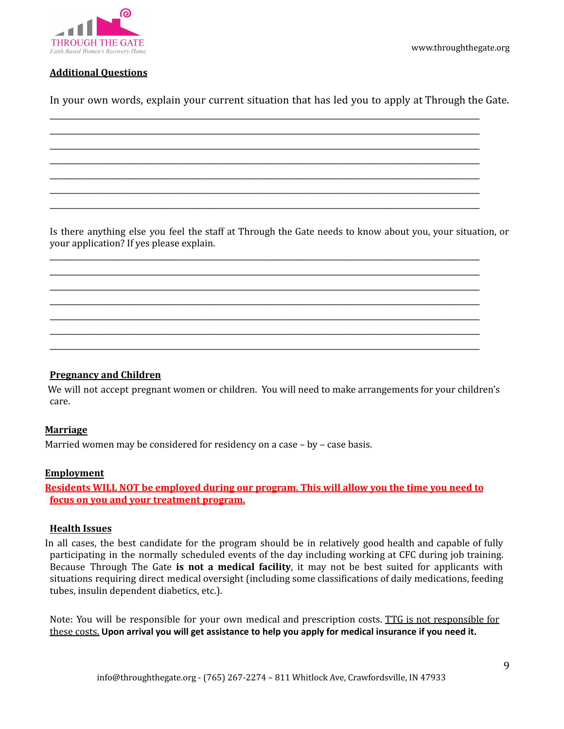## Additional Questions

In your own words, explain your current situation that has led you to apply at Through the Gate.

_______________________________________________________________________________________________
_______________________________________________________________________________________________
_______________________________________________________________________________________________
_______________________________________________________________________________________________
_______________________________________________________________________________________________
_______________________________________________________________________________________________
_______________________________________________________________________________________________

Is there anything else you feel the staff at Through the Gate needs to know about you, your situation, or your application? If yes please explain.

_______________________________________________________________________________________________
_______________________________________________________________________________________________
_______________________________________________________________________________________________
_______________________________________________________________________________________________
_______________________________________________________________________________________________
_______________________________________________________________________________________________
_______________________________________________________________________________________________

## Pregnancy and Children

We will not accept pregnant women or children. You will need to make arrangements for your children's care.

## Marriage

Married women may be considered for residency on a case – by – case basis.

## Employment

**Residents WILL NOT be employed during our program. This will allow you the time you need to focus on you and your treatment program.**

## Health Issues

In all cases, the best candidate for the program should be in relatively good health and capable of fully participating in the normally scheduled events of the day including working at CFC during job training. Because Through The Gate **is not a medical facility**, it may not be best suited for applicants with situations requiring direct medical oversight (including some classifications of daily medications, feeding tubes, insulin dependent diabetics, etc.).

Note: You will be responsible for your own medical and prescription costs. TTG is not responsible for these costs. **Upon arrival you will get assistance to help you apply for medical insurance if you need it.**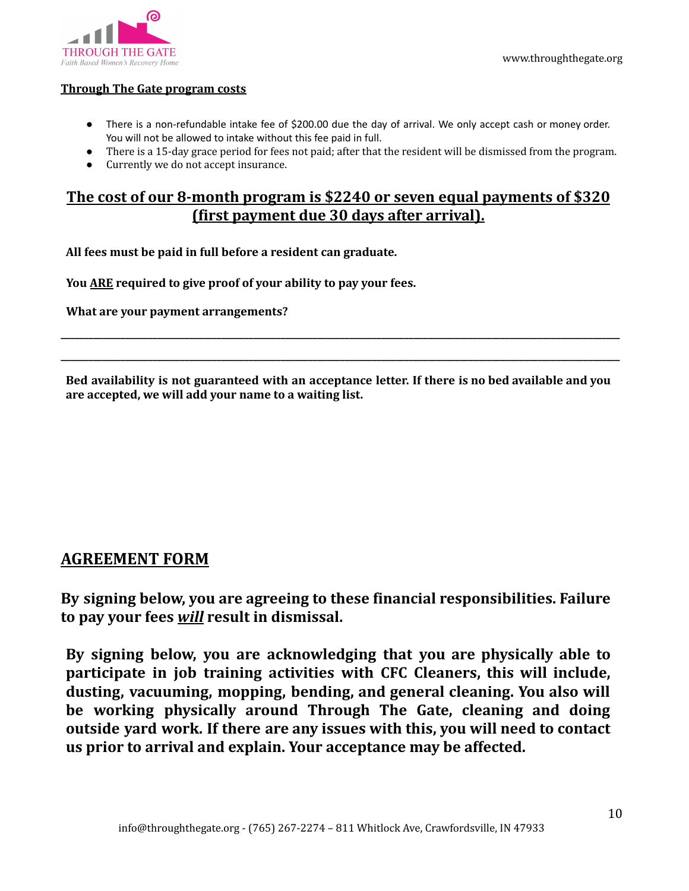**Through The Gate program costs**

- There is a non-refundable intake fee of $200.00 due the day of arrival. We only accept cash or money order. You will not be allowed to intake without this fee paid in full.
- There is a 15-day grace period for fees not paid; after that the resident will be dismissed from the program.
- Currently we do not accept insurance.

## The cost of our 8-month program is $2240 or seven equal payments of $320 (first payment due 30 days after arrival).

**All fees must be paid in full before a resident can graduate.**

**You ARE required to give proof of your ability to pay your fees.**

**What are your payment arrangements?**

___________________________________________________________________________________

___________________________________________________________________________________

**Bed availability is not guaranteed with an acceptance letter. If there is no bed available and you are accepted, we will add your name to a waiting list.**

## AGREEMENT FORM

**By signing below, you are agreeing to these financial responsibilities. Failure to pay your fees *will* result in dismissal.**

**By signing below, you are acknowledging that you are physically able to participate in job training activities with CFC Cleaners, this will include, dusting, vacuuming, mopping, bending, and general cleaning. You also will be working physically around Through The Gate, cleaning and doing outside yard work. If there are any issues with this, you will need to contact us prior to arrival and explain. Your acceptance may be affected.**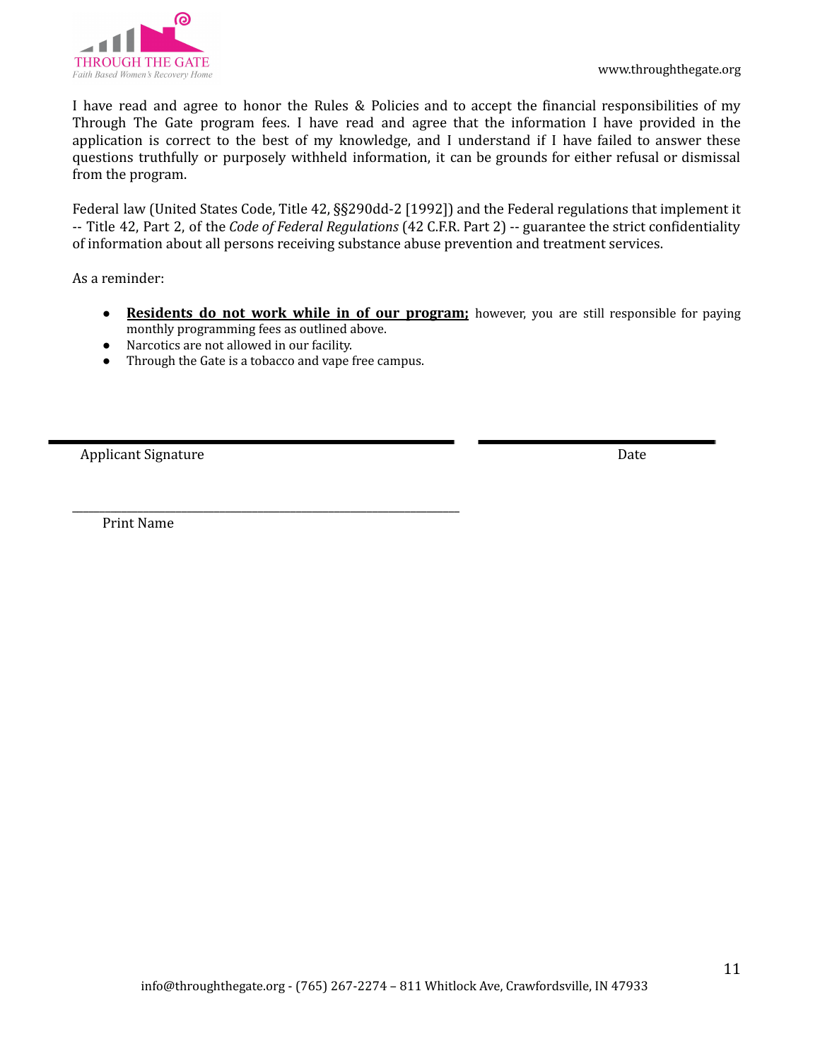I have read and agree to honor the Rules & Policies and to accept the financial responsibilities of my Through The Gate program fees. I have read and agree that the information I have provided in the application is correct to the best of my knowledge, and I understand if I have failed to answer these questions truthfully or purposely withheld information, it can be grounds for either refusal or dismissal from the program.

Federal law (United States Code, Title 42, §§290dd-2 [1992]) and the Federal regulations that implement it -- Title 42, Part 2, of the *Code of Federal Regulations* (42 C.F.R. Part 2) -- guarantee the strict confidentiality of information about all persons receiving substance abuse prevention and treatment services.

As a reminder:

- **Residents do not work while in of our program;** however, you are still responsible for paying monthly programming fees as outlined above.
- Narcotics are not allowed in our facility.
- Through the Gate is a tobacco and vape free campus.

______________________________________ ______________________

Applicant Signature Date

______________________________________

Print Name